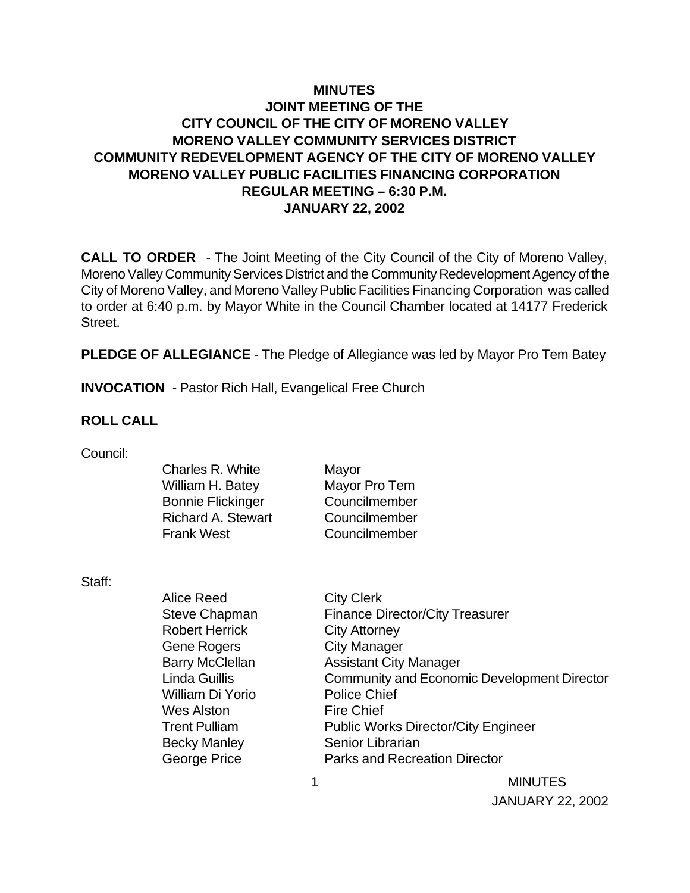# MINUTES
## JOINT MEETING OF THE
## CITY COUNCIL OF THE CITY OF MORENO VALLEY
## MORENO VALLEY COMMUNITY SERVICES DISTRICT
## COMMUNITY REDEVELOPMENT AGENCY OF THE CITY OF MORENO VALLEY
## MORENO VALLEY PUBLIC FACILITIES FINANCING CORPORATION
## REGULAR MEETING – 6:30 P.M.
## JANUARY 22, 2002

**CALL TO ORDER** - The Joint Meeting of the City Council of the City of Moreno Valley, Moreno Valley Community Services District and the Community Redevelopment Agency of the City of Moreno Valley, and Moreno Valley Public Facilities Financing Corporation was called to order at 6:40 p.m. by Mayor White in the Council Chamber located at 14177 Frederick Street.

**PLEDGE OF ALLEGIANCE** - The Pledge of Allegiance was led by Mayor Pro Tem Batey

**INVOCATION** - Pastor Rich Hall, Evangelical Free Church

**ROLL CALL**

Council:

| | |
|---|---|
| Charles R. White | Mayor |
| William H. Batey | Mayor Pro Tem |
| Bonnie Flickinger | Councilmember |
| Richard A. Stewart | Councilmember |
| Frank West | Councilmember |

Staff:

| | |
|---|---|
| Alice Reed | City Clerk |
| Steve Chapman | Finance Director/City Treasurer |
| Robert Herrick | City Attorney |
| Gene Rogers | City Manager |
| Barry McClellan | Assistant City Manager |
| Linda Guillis | Community and Economic Development Director |
| William Di Yorio | Police Chief |
| Wes Alston | Fire Chief |
| Trent Pulliam | Public Works Director/City Engineer |
| Becky Manley | Senior Librarian |
| George Price | Parks and Recreation Director |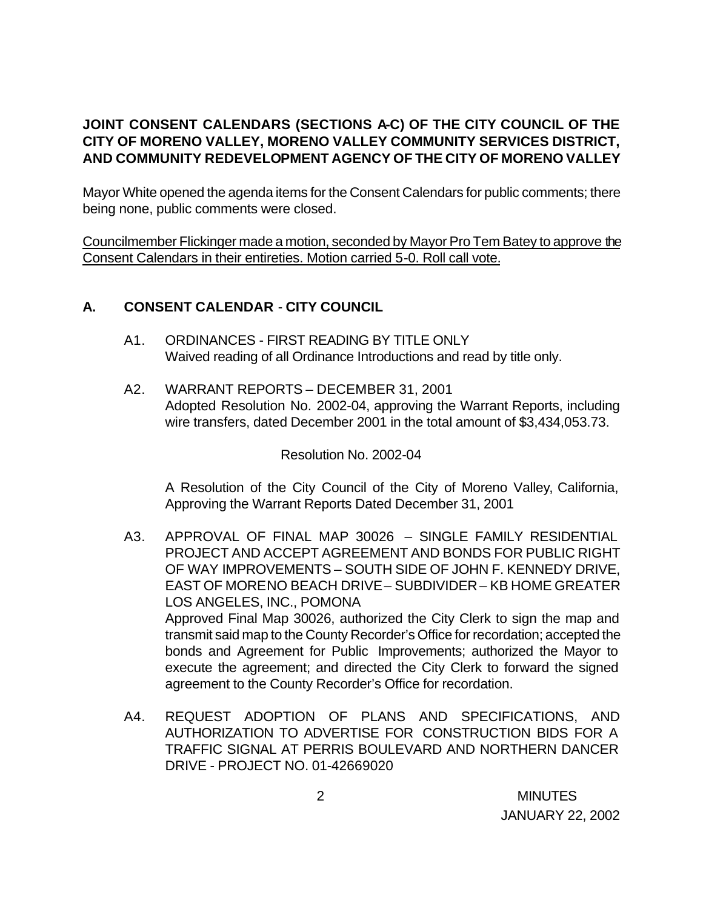**JOINT CONSENT CALENDARS (SECTIONS A-C) OF THE CITY COUNCIL OF THE CITY OF MORENO VALLEY, MORENO VALLEY COMMUNITY SERVICES DISTRICT, AND COMMUNITY REDEVELOPMENT AGENCY OF THE CITY OF MORENO VALLEY**

Mayor White opened the agenda items for the Consent Calendars for public comments; there being none, public comments were closed.

<u>Councilmember Flickinger made a motion, seconded by Mayor Pro Tem Batey to approve the Consent Calendars in their entireties. Motion carried 5-0. Roll call vote.</u>

## A. CONSENT CALENDAR - CITY COUNCIL

A1. ORDINANCES - FIRST READING BY TITLE ONLY
Waived reading of all Ordinance Introductions and read by title only.

A2. WARRANT REPORTS – DECEMBER 31, 2001
Adopted Resolution No. 2002-04, approving the Warrant Reports, including wire transfers, dated December 2001 in the total amount of $3,434,053.73.

Resolution No. 2002-04

A Resolution of the City Council of the City of Moreno Valley, California, Approving the Warrant Reports Dated December 31, 2001

A3. APPROVAL OF FINAL MAP 30026 – SINGLE FAMILY RESIDENTIAL PROJECT AND ACCEPT AGREEMENT AND BONDS FOR PUBLIC RIGHT OF WAY IMPROVEMENTS – SOUTH SIDE OF JOHN F. KENNEDY DRIVE, EAST OF MORENO BEACH DRIVE – SUBDIVIDER – KB HOME GREATER LOS ANGELES, INC., POMONA
Approved Final Map 30026, authorized the City Clerk to sign the map and transmit said map to the County Recorder's Office for recordation; accepted the bonds and Agreement for Public Improvements; authorized the Mayor to execute the agreement; and directed the City Clerk to forward the signed agreement to the County Recorder's Office for recordation.

A4. REQUEST ADOPTION OF PLANS AND SPECIFICATIONS, AND AUTHORIZATION TO ADVERTISE FOR CONSTRUCTION BIDS FOR A TRAFFIC SIGNAL AT PERRIS BOULEVARD AND NORTHERN DANCER DRIVE - PROJECT NO. 01-42669020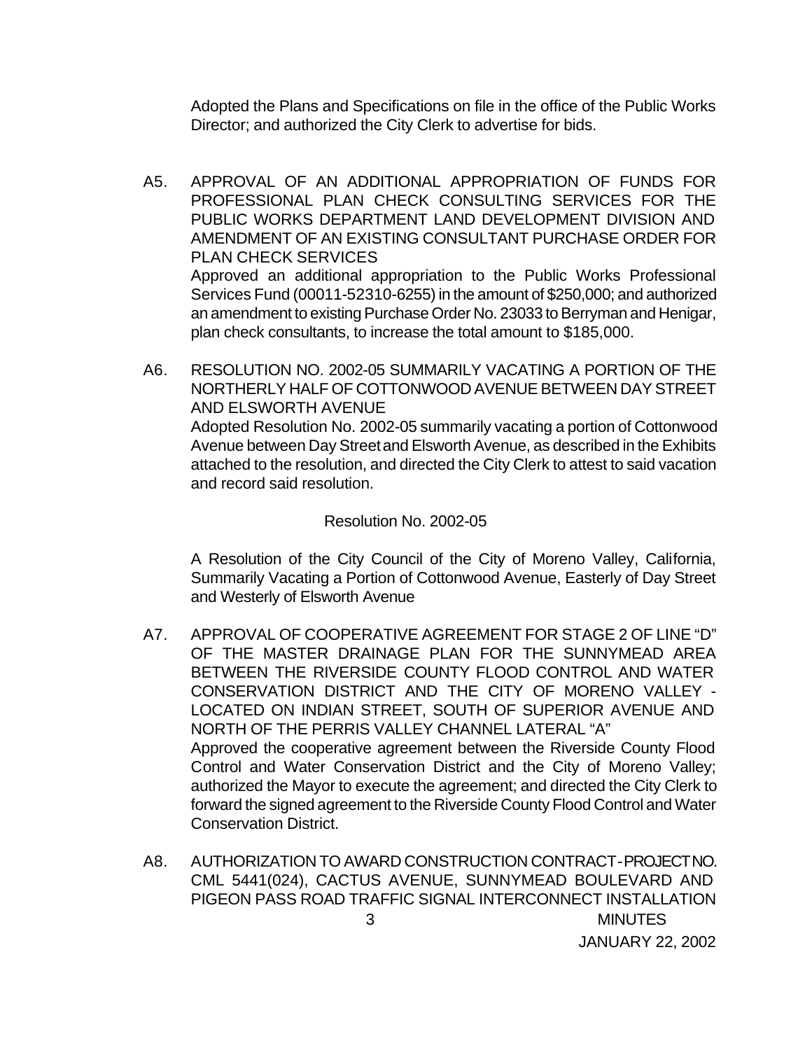Adopted the Plans and Specifications on file in the office of the Public Works Director; and authorized the City Clerk to advertise for bids.

A5. APPROVAL OF AN ADDITIONAL APPROPRIATION OF FUNDS FOR PROFESSIONAL PLAN CHECK CONSULTING SERVICES FOR THE PUBLIC WORKS DEPARTMENT LAND DEVELOPMENT DIVISION AND AMENDMENT OF AN EXISTING CONSULTANT PURCHASE ORDER FOR PLAN CHECK SERVICES
Approved an additional appropriation to the Public Works Professional Services Fund (00011-52310-6255) in the amount of $250,000; and authorized an amendment to existing Purchase Order No. 23033 to Berryman and Henigar, plan check consultants, to increase the total amount to $185,000.

A6. RESOLUTION NO. 2002-05 SUMMARILY VACATING A PORTION OF THE NORTHERLY HALF OF COTTONWOOD AVENUE BETWEEN DAY STREET AND ELSWORTH AVENUE
Adopted Resolution No. 2002-05 summarily vacating a portion of Cottonwood Avenue between Day Street and Elsworth Avenue, as described in the Exhibits attached to the resolution, and directed the City Clerk to attest to said vacation and record said resolution.

Resolution No. 2002-05

A Resolution of the City Council of the City of Moreno Valley, California, Summarily Vacating a Portion of Cottonwood Avenue, Easterly of Day Street and Westerly of Elsworth Avenue

A7. APPROVAL OF COOPERATIVE AGREEMENT FOR STAGE 2 OF LINE "D" OF THE MASTER DRAINAGE PLAN FOR THE SUNNYMEAD AREA BETWEEN THE RIVERSIDE COUNTY FLOOD CONTROL AND WATER CONSERVATION DISTRICT AND THE CITY OF MORENO VALLEY - LOCATED ON INDIAN STREET, SOUTH OF SUPERIOR AVENUE AND NORTH OF THE PERRIS VALLEY CHANNEL LATERAL "A"
Approved the cooperative agreement between the Riverside County Flood Control and Water Conservation District and the City of Moreno Valley; authorized the Mayor to execute the agreement; and directed the City Clerk to forward the signed agreement to the Riverside County Flood Control and Water Conservation District.

A8. AUTHORIZATION TO AWARD CONSTRUCTION CONTRACT - PROJECT NO. CML 5441(024), CACTUS AVENUE, SUNNYMEAD BOULEVARD AND PIGEON PASS ROAD TRAFFIC SIGNAL INTERCONNECT INSTALLATION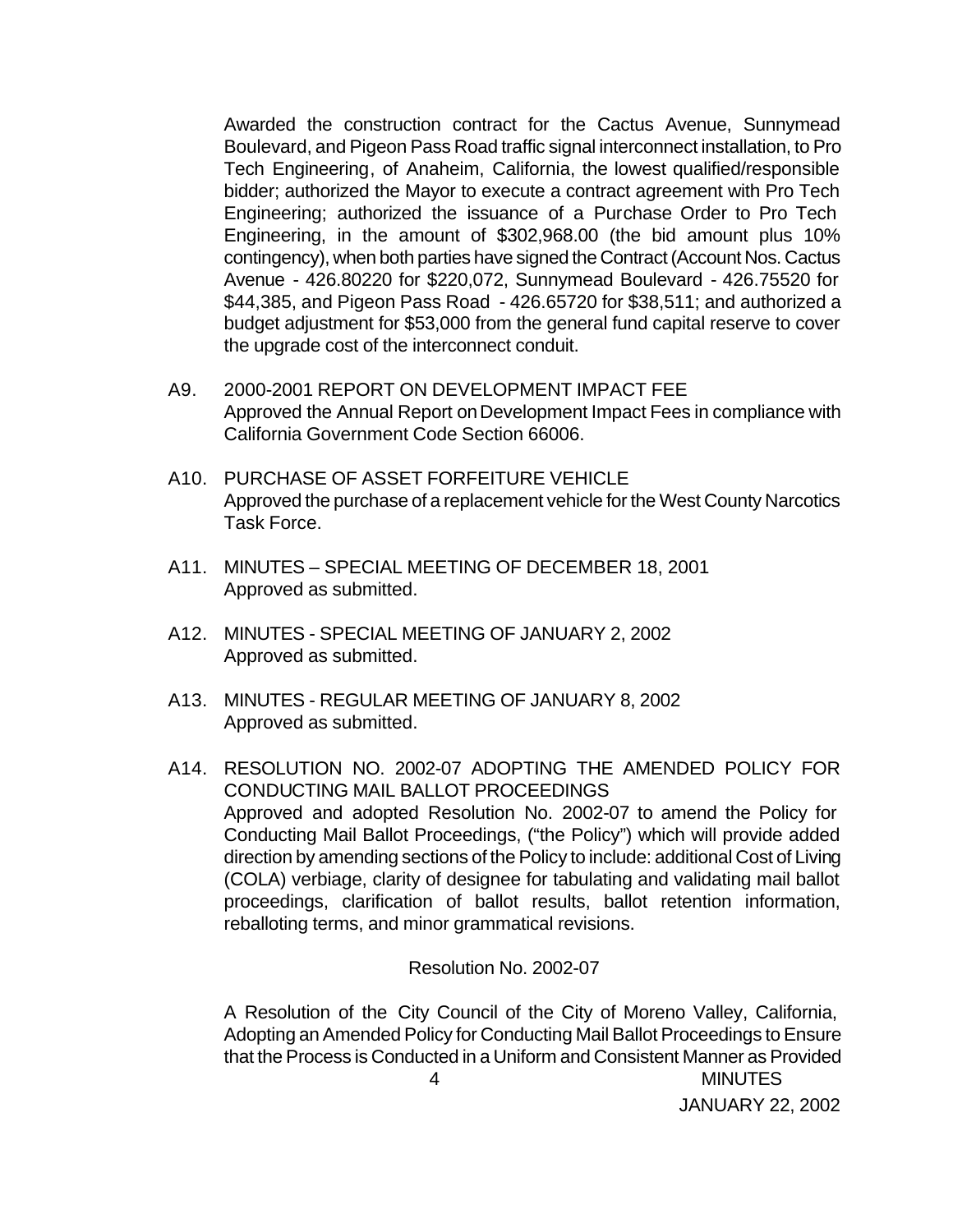Awarded the construction contract for the Cactus Avenue, Sunnymead Boulevard, and Pigeon Pass Road traffic signal interconnect installation, to Pro Tech Engineering, of Anaheim, California, the lowest qualified/responsible bidder; authorized the Mayor to execute a contract agreement with Pro Tech Engineering; authorized the issuance of a Purchase Order to Pro Tech Engineering, in the amount of $302,968.00 (the bid amount plus 10% contingency), when both parties have signed the Contract (Account Nos. Cactus Avenue - 426.80220 for $220,072, Sunnymead Boulevard - 426.75520 for $44,385, and Pigeon Pass Road - 426.65720 for $38,511; and authorized a budget adjustment for $53,000 from the general fund capital reserve to cover the upgrade cost of the interconnect conduit.

A9. 2000-2001 REPORT ON DEVELOPMENT IMPACT FEE
Approved the Annual Report on Development Impact Fees in compliance with California Government Code Section 66006.

A10. PURCHASE OF ASSET FORFEITURE VEHICLE
Approved the purchase of a replacement vehicle for the West County Narcotics Task Force.

A11. MINUTES – SPECIAL MEETING OF DECEMBER 18, 2001
Approved as submitted.

A12. MINUTES - SPECIAL MEETING OF JANUARY 2, 2002
Approved as submitted.

A13. MINUTES - REGULAR MEETING OF JANUARY 8, 2002
Approved as submitted.

A14. RESOLUTION NO. 2002-07 ADOPTING THE AMENDED POLICY FOR CONDUCTING MAIL BALLOT PROCEEDINGS
Approved and adopted Resolution No. 2002-07 to amend the Policy for Conducting Mail Ballot Proceedings, ("the Policy") which will provide added direction by amending sections of the Policy to include: additional Cost of Living (COLA) verbiage, clarity of designee for tabulating and validating mail ballot proceedings, clarification of ballot results, ballot retention information, reballoting terms, and minor grammatical revisions.

Resolution No. 2002-07

A Resolution of the City Council of the City of Moreno Valley, California, Adopting an Amended Policy for Conducting Mail Ballot Proceedings to Ensure that the Process is Conducted in a Uniform and Consistent Manner as Provided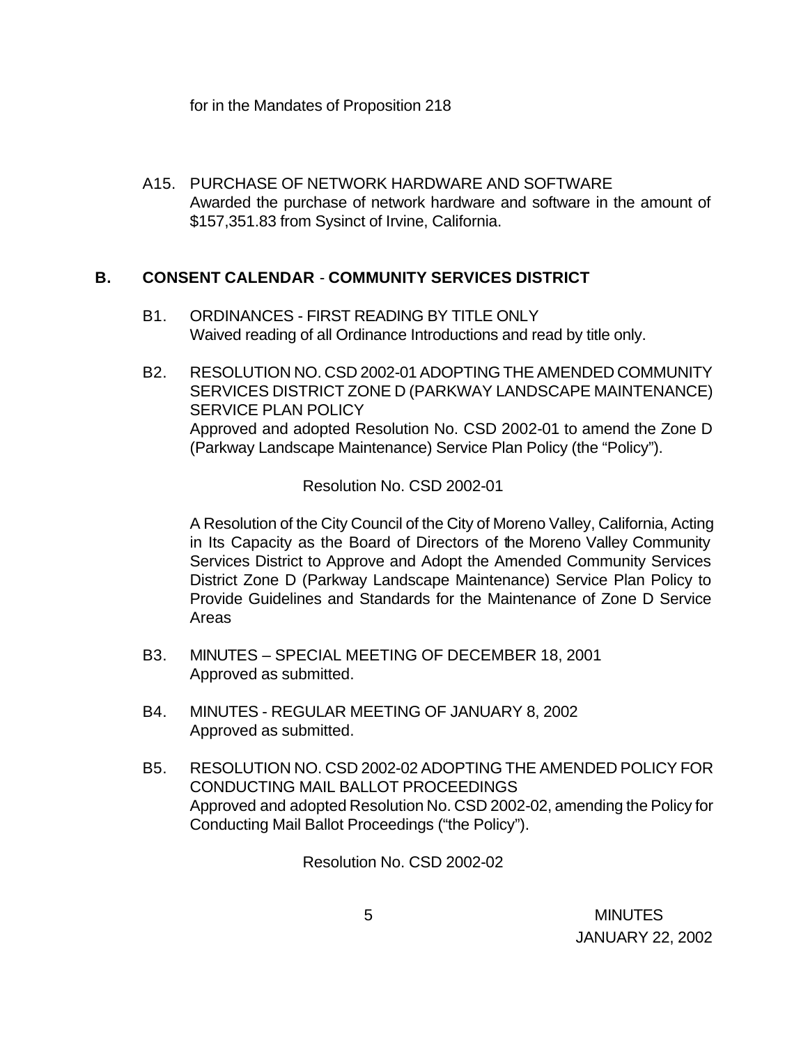for in the Mandates of Proposition 218

A15. PURCHASE OF NETWORK HARDWARE AND SOFTWARE
Awarded the purchase of network hardware and software in the amount of $157,351.83 from Sysinct of Irvine, California.

## B. CONSENT CALENDAR - COMMUNITY SERVICES DISTRICT

B1. ORDINANCES - FIRST READING BY TITLE ONLY
Waived reading of all Ordinance Introductions and read by title only.

B2. RESOLUTION NO. CSD 2002-01 ADOPTING THE AMENDED COMMUNITY SERVICES DISTRICT ZONE D (PARKWAY LANDSCAPE MAINTENANCE) SERVICE PLAN POLICY
Approved and adopted Resolution No. CSD 2002-01 to amend the Zone D (Parkway Landscape Maintenance) Service Plan Policy (the "Policy").

Resolution No. CSD 2002-01

A Resolution of the City Council of the City of Moreno Valley, California, Acting in Its Capacity as the Board of Directors of the Moreno Valley Community Services District to Approve and Adopt the Amended Community Services District Zone D (Parkway Landscape Maintenance) Service Plan Policy to Provide Guidelines and Standards for the Maintenance of Zone D Service Areas

B3. MINUTES – SPECIAL MEETING OF DECEMBER 18, 2001
Approved as submitted.

B4. MINUTES - REGULAR MEETING OF JANUARY 8, 2002
Approved as submitted.

B5. RESOLUTION NO. CSD 2002-02 ADOPTING THE AMENDED POLICY FOR CONDUCTING MAIL BALLOT PROCEEDINGS
Approved and adopted Resolution No. CSD 2002-02, amending the Policy for Conducting Mail Ballot Proceedings ("the Policy").

Resolution No. CSD 2002-02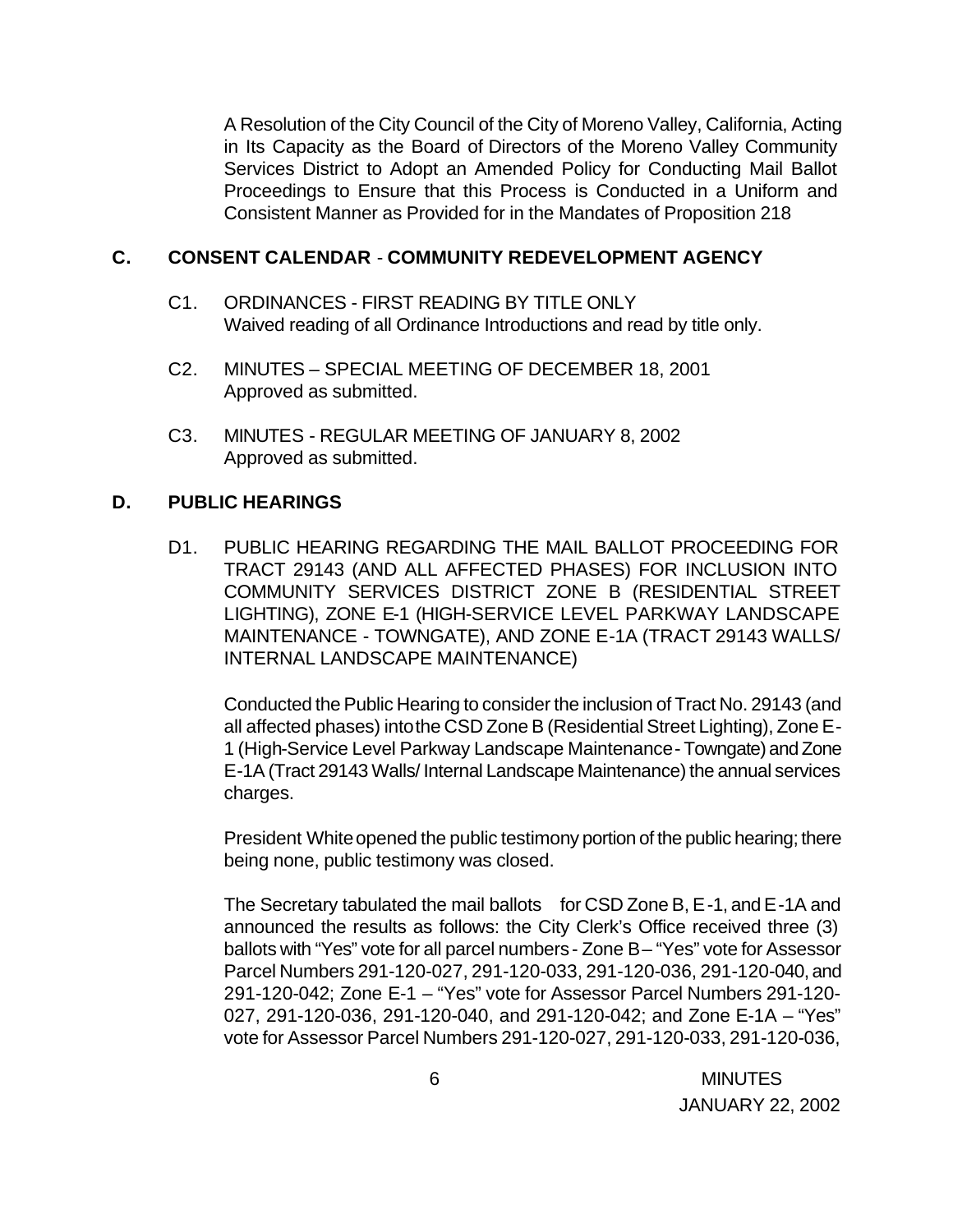A Resolution of the City Council of the City of Moreno Valley, California, Acting in Its Capacity as the Board of Directors of the Moreno Valley Community Services District to Adopt an Amended Policy for Conducting Mail Ballot Proceedings to Ensure that this Process is Conducted in a Uniform and Consistent Manner as Provided for in the Mandates of Proposition 218

## C. CONSENT CALENDAR - COMMUNITY REDEVELOPMENT AGENCY

C1. ORDINANCES - FIRST READING BY TITLE ONLY
Waived reading of all Ordinance Introductions and read by title only.

C2. MINUTES – SPECIAL MEETING OF DECEMBER 18, 2001
Approved as submitted.

C3. MINUTES - REGULAR MEETING OF JANUARY 8, 2002
Approved as submitted.

## D. PUBLIC HEARINGS

D1. PUBLIC HEARING REGARDING THE MAIL BALLOT PROCEEDING FOR TRACT 29143 (AND ALL AFFECTED PHASES) FOR INCLUSION INTO COMMUNITY SERVICES DISTRICT ZONE B (RESIDENTIAL STREET LIGHTING), ZONE E-1 (HIGH-SERVICE LEVEL PARKWAY LANDSCAPE MAINTENANCE - TOWNGATE), AND ZONE E-1A (TRACT 29143 WALLS/ INTERNAL LANDSCAPE MAINTENANCE)

Conducted the Public Hearing to consider the inclusion of Tract No. 29143 (and all affected phases) into the CSD Zone B (Residential Street Lighting), Zone E-1 (High-Service Level Parkway Landscape Maintenance - Towngate) and Zone E-1A (Tract 29143 Walls/ Internal Landscape Maintenance) the annual services charges.

President White opened the public testimony portion of the public hearing; there being none, public testimony was closed.

The Secretary tabulated the mail ballots for CSD Zone B, E-1, and E-1A and announced the results as follows: the City Clerk's Office received three (3) ballots with "Yes" vote for all parcel numbers - Zone B – "Yes" vote for Assessor Parcel Numbers 291-120-027, 291-120-033, 291-120-036, 291-120-040, and 291-120-042; Zone E-1 – "Yes" vote for Assessor Parcel Numbers 291-120-027, 291-120-036, 291 –120-040, and 291-120-042; and Zone E-1A – "Yes" vote for Assessor Parcel Numbers 291-120-027, 291-120-033, 291-120-036,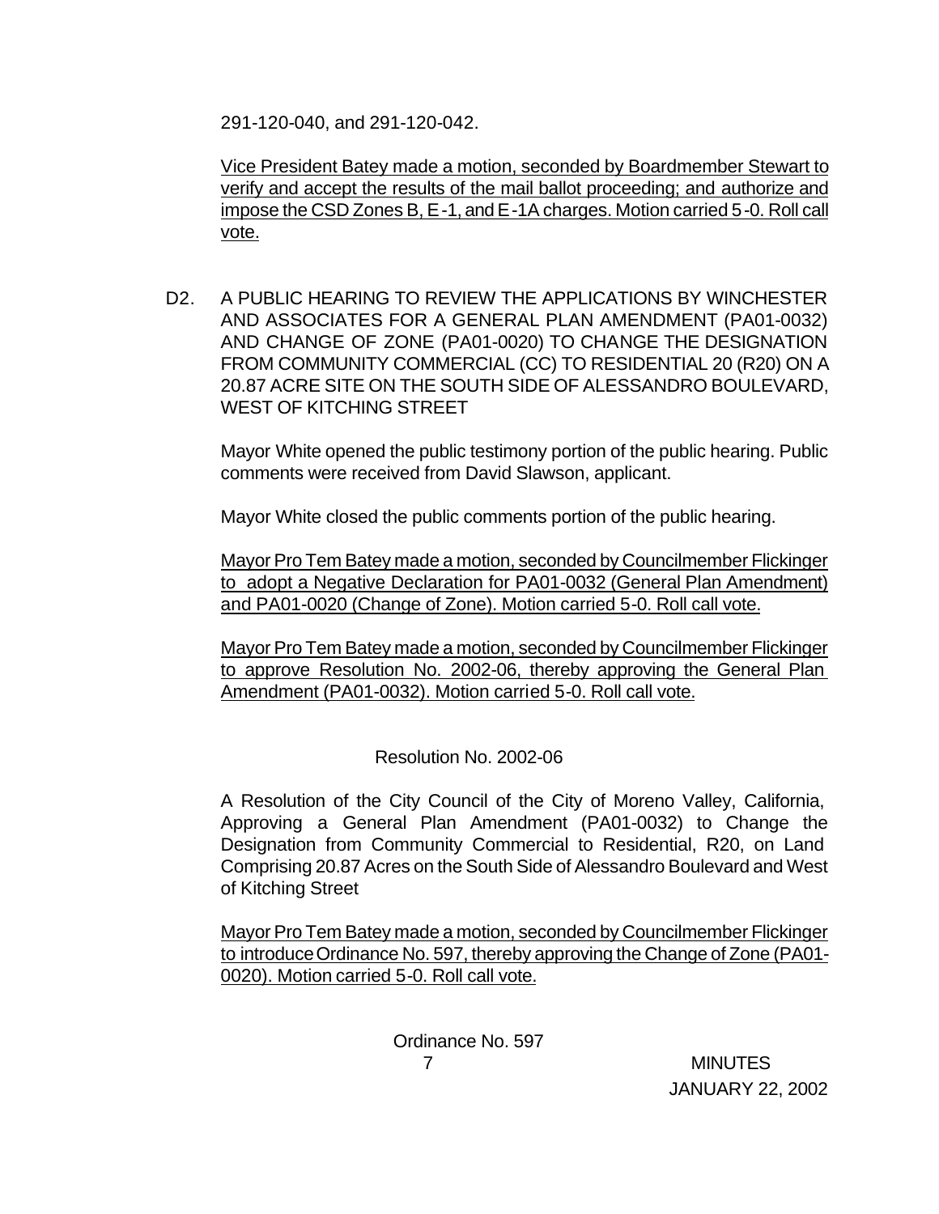291-120-040, and 291-120-042.

Vice President Batey made a motion, seconded by Boardmember Stewart to verify and accept the results of the mail ballot proceeding; and authorize and impose the CSD Zones B, E-1, and E-1A charges. Motion carried 5-0. Roll call vote.

D2. A PUBLIC HEARING TO REVIEW THE APPLICATIONS BY WINCHESTER AND ASSOCIATES FOR A GENERAL PLAN AMENDMENT (PA01-0032) AND CHANGE OF ZONE (PA01-0020) TO CHANGE THE DESIGNATION FROM COMMUNITY COMMERCIAL (CC) TO RESIDENTIAL 20 (R20) ON A 20.87 ACRE SITE ON THE SOUTH SIDE OF ALESSANDRO BOULEVARD, WEST OF KITCHING STREET

Mayor White opened the public testimony portion of the public hearing. Public comments were received from David Slawson, applicant.

Mayor White closed the public comments portion of the public hearing.

Mayor Pro Tem Batey made a motion, seconded by Councilmember Flickinger to adopt a Negative Declaration for PA01-0032 (General Plan Amendment) and PA01-0020 (Change of Zone). Motion carried 5-0. Roll call vote.

Mayor Pro Tem Batey made a motion, seconded by Councilmember Flickinger to approve Resolution No. 2002-06, thereby approving the General Plan Amendment (PA01-0032). Motion carried 5-0. Roll call vote.

Resolution No. 2002-06

A Resolution of the City Council of the City of Moreno Valley, California, Approving a General Plan Amendment (PA01-0032) to Change the Designation from Community Commercial to Residential, R20, on Land Comprising 20.87 Acres on the South Side of Alessandro Boulevard and West of Kitching Street

Mayor Pro Tem Batey made a motion, seconded by Councilmember Flickinger to introduce Ordinance No. 597, thereby approving the Change of Zone (PA01-0020). Motion carried 5-0. Roll call vote.

Ordinance No. 597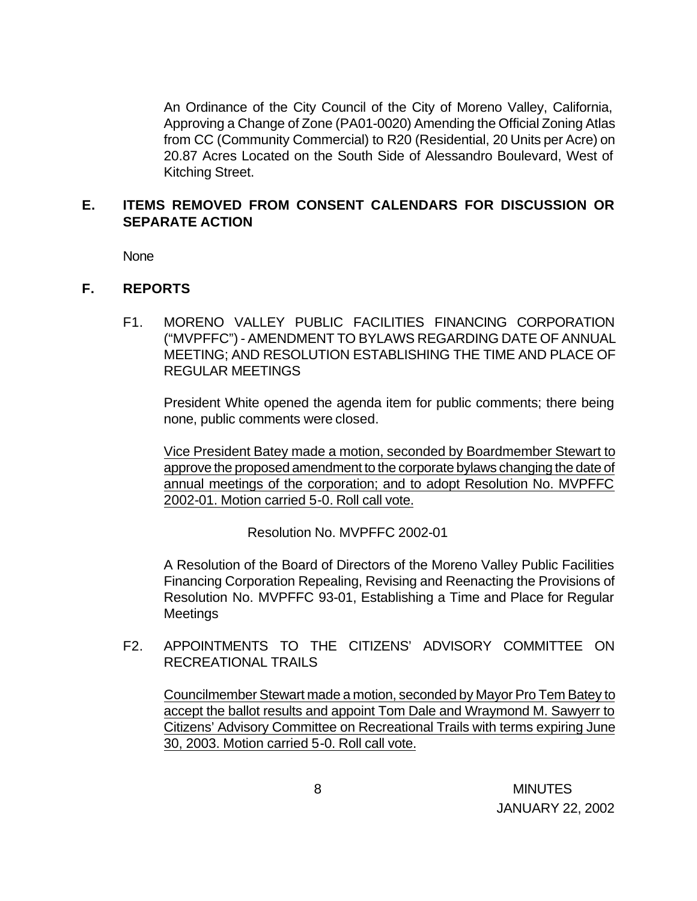An Ordinance of the City Council of the City of Moreno Valley, California, Approving a Change of Zone (PA01-0020) Amending the Official Zoning Atlas from CC (Community Commercial) to R20 (Residential, 20 Units per Acre) on 20.87 Acres Located on the South Side of Alessandro Boulevard, West of Kitching Street.

## E. ITEMS REMOVED FROM CONSENT CALENDARS FOR DISCUSSION OR SEPARATE ACTION

None

## F. REPORTS

F1. MORENO VALLEY PUBLIC FACILITIES FINANCING CORPORATION ("MVPFFC") - AMENDMENT TO BYLAWS REGARDING DATE OF ANNUAL MEETING; AND RESOLUTION ESTABLISHING THE TIME AND PLACE OF REGULAR MEETINGS

President White opened the agenda item for public comments; there being none, public comments were closed.

Vice President Batey made a motion, seconded by Boardmember Stewart to approve the proposed amendment to the corporate bylaws changing the date of annual meetings of the corporation; and to adopt Resolution No. MVPFFC 2002-01. Motion carried 5-0. Roll call vote.

Resolution No. MVPFFC 2002-01

A Resolution of the Board of Directors of the Moreno Valley Public Facilities Financing Corporation Repealing, Revising and Reenacting the Provisions of Resolution No. MVPFFC 93-01, Establishing a Time and Place for Regular Meetings

F2. APPOINTMENTS TO THE CITIZENS' ADVISORY COMMITTEE ON RECREATIONAL TRAILS

Councilmember Stewart made a motion, seconded by Mayor Pro Tem Batey to accept the ballot results and appoint Tom Dale and Wraymond M. Sawyerr to Citizens' Advisory Committee on Recreational Trails with terms expiring June 30, 2003. Motion carried 5-0. Roll call vote.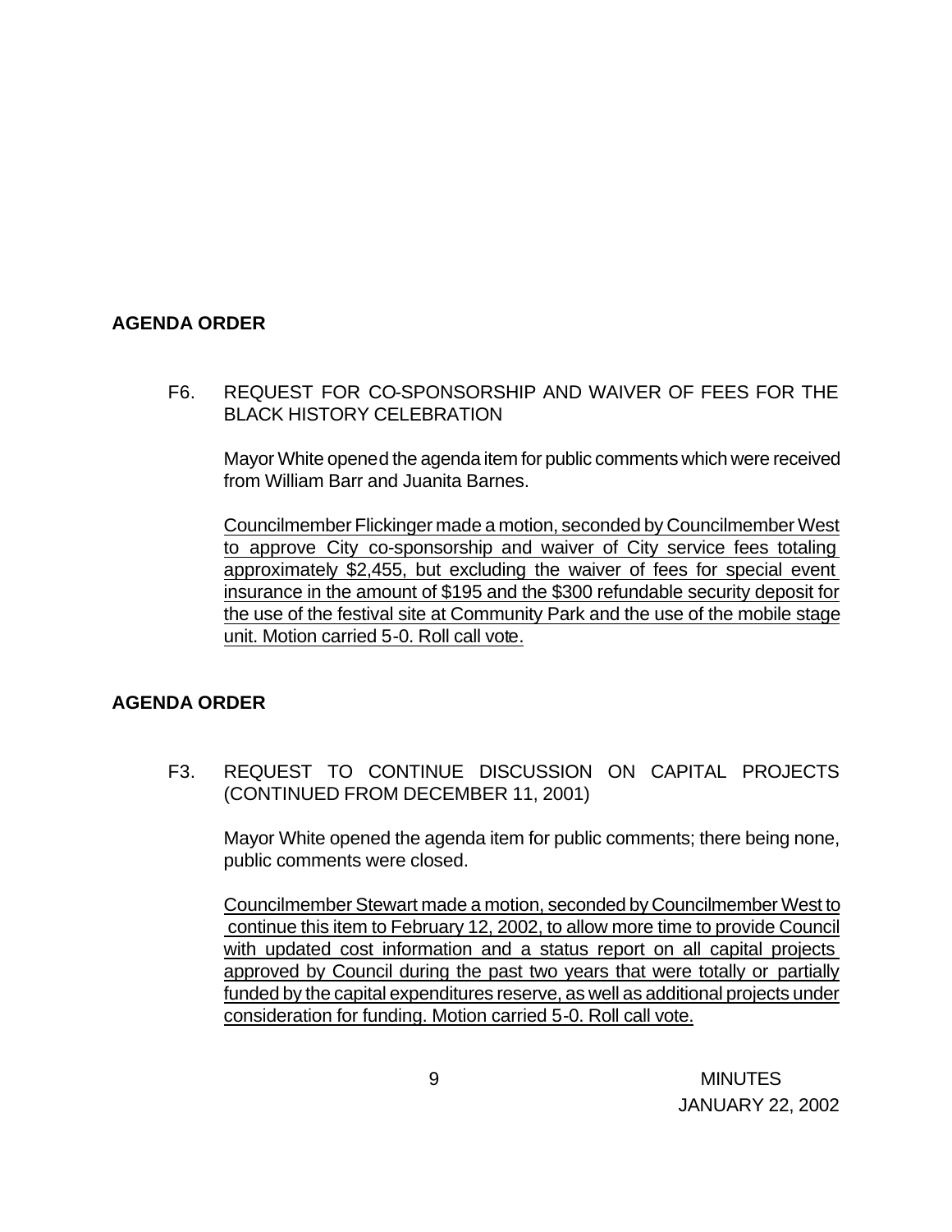**AGENDA ORDER**

F6. REQUEST FOR CO-SPONSORSHIP AND WAIVER OF FEES FOR THE BLACK HISTORY CELEBRATION

Mayor White opened the agenda item for public comments which were received from William Barr and Juanita Barnes.

Councilmember Flickinger made a motion, seconded by Councilmember West to approve City co-sponsorship and waiver of City service fees totaling approximately $2,455, but excluding the waiver of fees for special event insurance in the amount of $195 and the $300 refundable security deposit for the use of the festival site at Community Park and the use of the mobile stage unit. Motion carried 5-0. Roll call vote.

**AGENDA ORDER**

F3. REQUEST TO CONTINUE DISCUSSION ON CAPITAL PROJECTS (CONTINUED FROM DECEMBER 11, 2001)

Mayor White opened the agenda item for public comments; there being none, public comments were closed.

Councilmember Stewart made a motion, seconded by Councilmember West to continue this item to February 12, 2002, to allow more time to provide Council with updated cost information and a status report on all capital projects approved by Council during the past two years that were totally or partially funded by the capital expenditures reserve, as well as additional projects under consideration for funding. Motion carried 5-0. Roll call vote.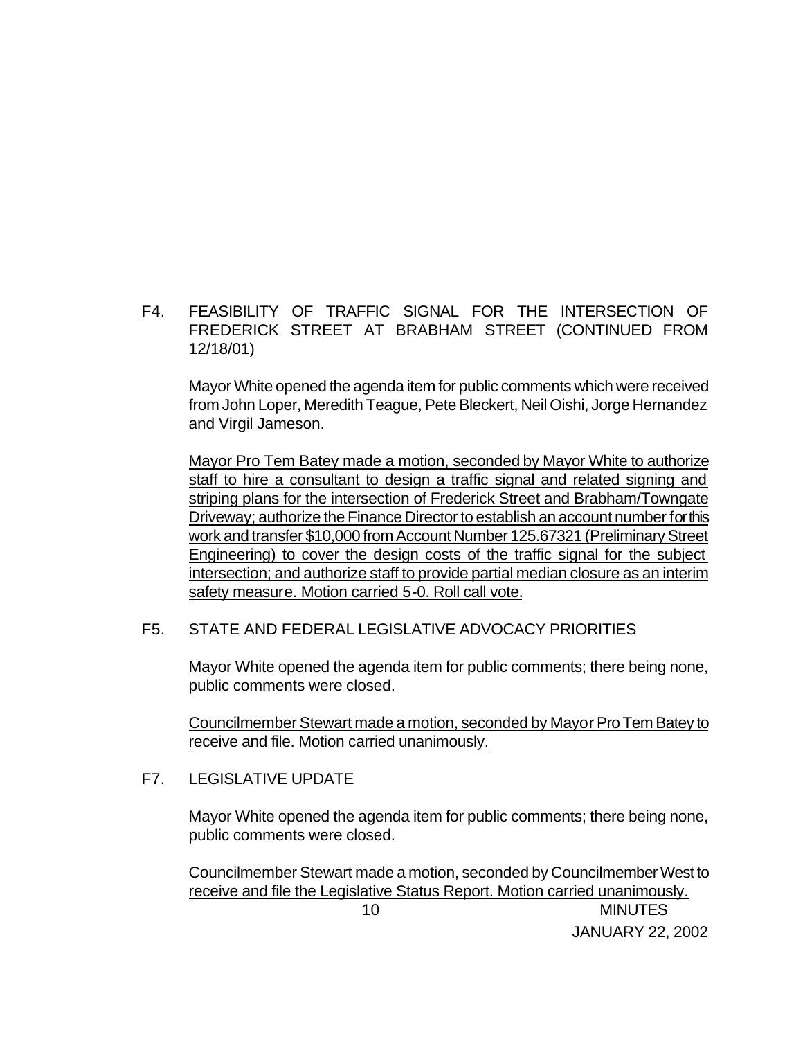F4. FEASIBILITY OF TRAFFIC SIGNAL FOR THE INTERSECTION OF FREDERICK STREET AT BRABHAM STREET (CONTINUED FROM 12/18/01)

Mayor White opened the agenda item for public comments which were received from John Loper, Meredith Teague, Pete Bleckert, Neil Oishi, Jorge Hernandez and Virgil Jameson.

Mayor Pro Tem Batey made a motion, seconded by Mayor White to authorize staff to hire a consultant to design a traffic signal and related signing and striping plans for the intersection of Frederick Street and Brabham/Towngate Driveway; authorize the Finance Director to establish an account number for this work and transfer $10,000 from Account Number 125.67321 (Preliminary Street Engineering) to cover the design costs of the traffic signal for the subject intersection; and authorize staff to provide partial median closure as an interim safety measure. Motion carried 5-0. Roll call vote.

F5. STATE AND FEDERAL LEGISLATIVE ADVOCACY PRIORITIES

Mayor White opened the agenda item for public comments; there being none, public comments were closed.

Councilmember Stewart made a motion, seconded by Mayor Pro Tem Batey to receive and file. Motion carried unanimously.

F7. LEGISLATIVE UPDATE

Mayor White opened the agenda item for public comments; there being none, public comments were closed.

Councilmember Stewart made a motion, seconded by Councilmember West to receive and file the Legislative Status Report. Motion carried unanimously.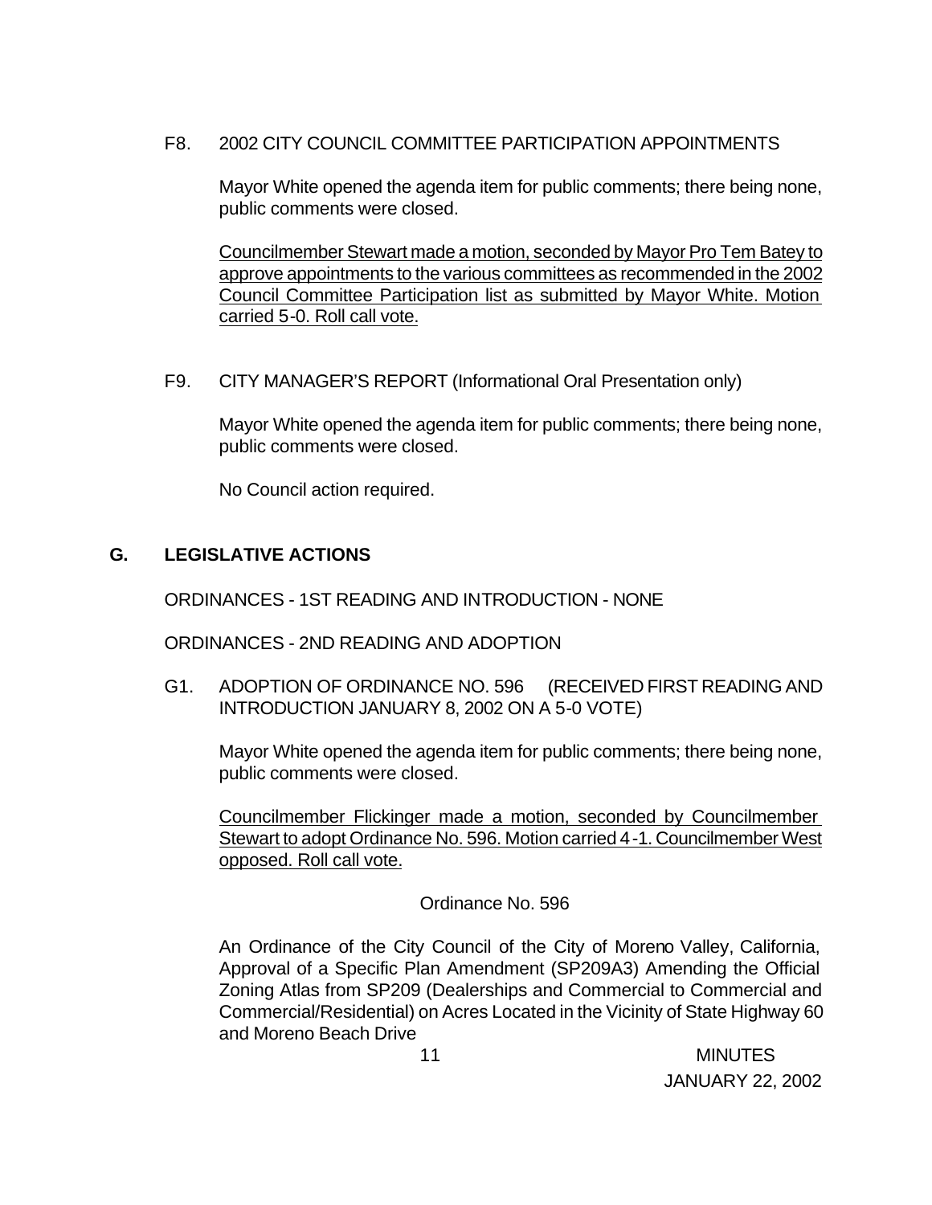F8. 2002 CITY COUNCIL COMMITTEE PARTICIPATION APPOINTMENTS

Mayor White opened the agenda item for public comments; there being none, public comments were closed.

Councilmember Stewart made a motion, seconded by Mayor Pro Tem Batey to approve appointments to the various committees as recommended in the 2002 Council Committee Participation list as submitted by Mayor White. Motion carried 5-0. Roll call vote.

F9. CITY MANAGER'S REPORT (Informational Oral Presentation only)

Mayor White opened the agenda item for public comments; there being none, public comments were closed.

No Council action required.

## G. LEGISLATIVE ACTIONS

ORDINANCES - 1ST READING AND INTRODUCTION - NONE

ORDINANCES - 2ND READING AND ADOPTION

G1. ADOPTION OF ORDINANCE NO. 596 (RECEIVED FIRST READING AND INTRODUCTION JANUARY 8, 2002 ON A 5-0 VOTE)

Mayor White opened the agenda item for public comments; there being none, public comments were closed.

Councilmember Flickinger made a motion, seconded by Councilmember Stewart to adopt Ordinance No. 596. Motion carried 4-1. Councilmember West opposed. Roll call vote.

Ordinance No. 596

An Ordinance of the City Council of the City of Moreno Valley, California, Approval of a Specific Plan Amendment (SP209A3) Amending the Official Zoning Atlas from SP209 (Dealerships and Commercial to Commercial and Commercial/Residential) on Acres Located in the Vicinity of State Highway 60 and Moreno Beach Drive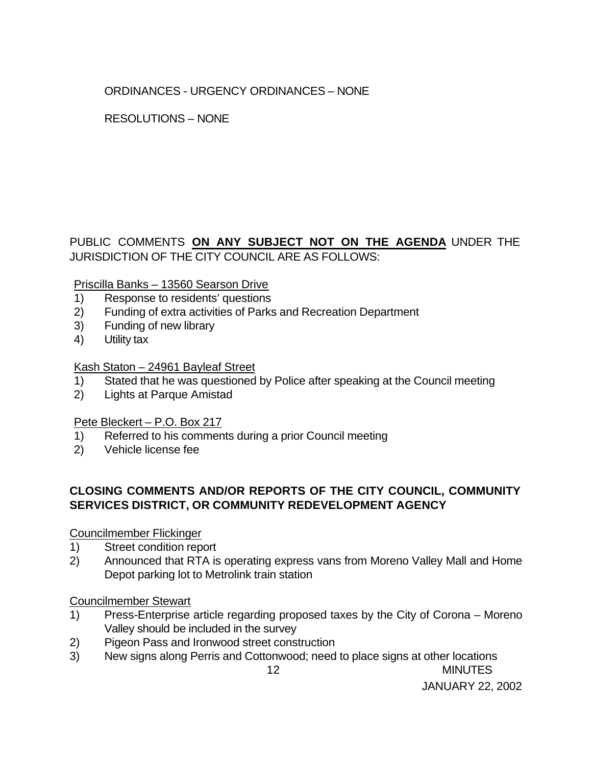ORDINANCES - URGENCY ORDINANCES – NONE

RESOLUTIONS – NONE

PUBLIC COMMENTS **ON ANY SUBJECT NOT ON THE AGENDA** UNDER THE JURISDICTION OF THE CITY COUNCIL ARE AS FOLLOWS:

Priscilla Banks – 13560 Searson Drive

1) Response to residents' questions
2) Funding of extra activities of Parks and Recreation Department
3) Funding of new library
4) Utility tax

Kash Staton – 24961 Bayleaf Street

1) Stated that he was questioned by Police after speaking at the Council meeting
2) Lights at Parque Amistad

Pete Bleckert – P.O. Box 217

1) Referred to his comments during a prior Council meeting
2) Vehicle license fee

**CLOSING COMMENTS AND/OR REPORTS OF THE CITY COUNCIL, COMMUNITY SERVICES DISTRICT, OR COMMUNITY REDEVELOPMENT AGENCY**

Councilmember Flickinger

1) Street condition report
2) Announced that RTA is operating express vans from Moreno Valley Mall and Home Depot parking lot to Metrolink train station

Councilmember Stewart

1) Press-Enterprise article regarding proposed taxes by the City of Corona – Moreno Valley should be included in the survey
2) Pigeon Pass and Ironwood street construction
3) New signs along Perris and Cottonwood; need to place signs at other locations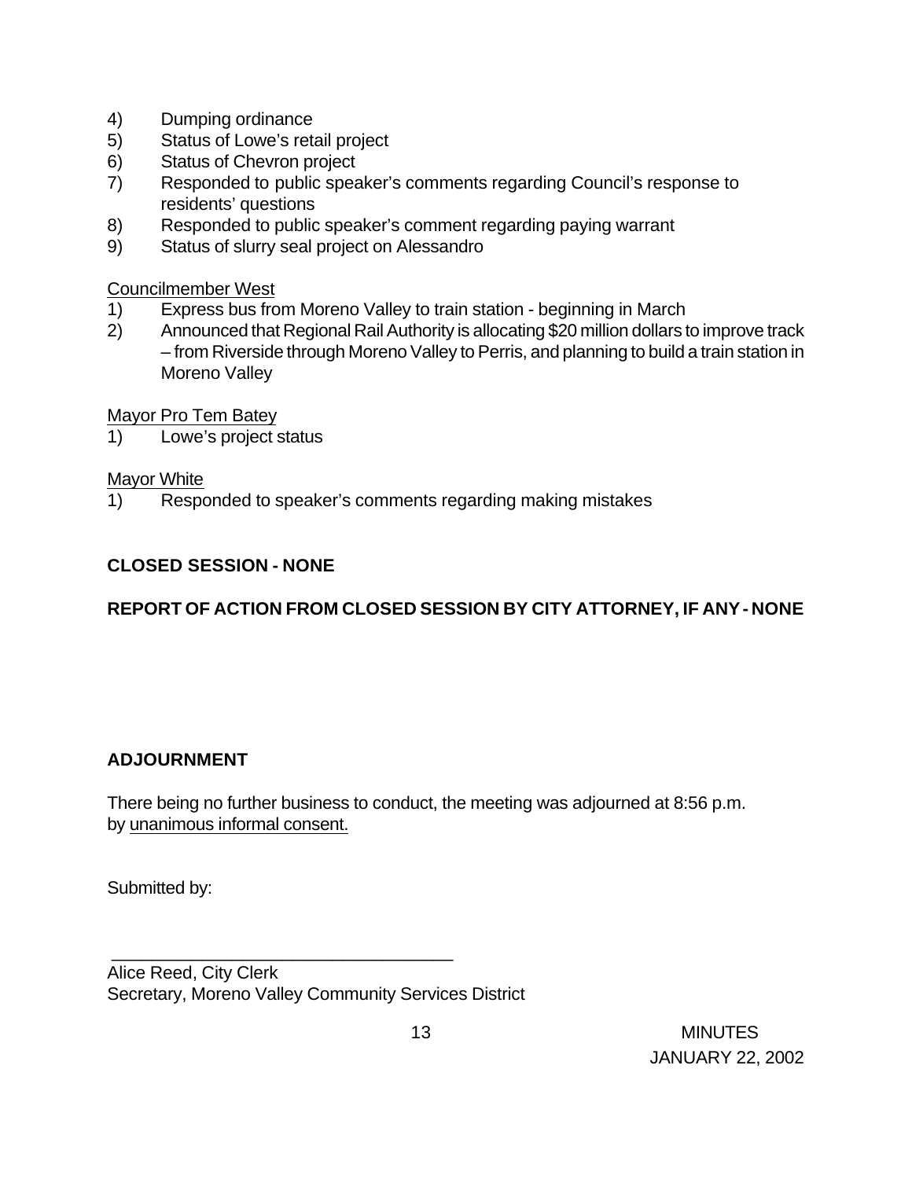4) Dumping ordinance
5) Status of Lowe's retail project
6) Status of Chevron project
7) Responded to public speaker's comments regarding Council's response to residents' questions
8) Responded to public speaker's comment regarding paying warrant
9) Status of slurry seal project on Alessandro

Councilmember West

1) Express bus from Moreno Valley to train station - beginning in March
2) Announced that Regional Rail Authority is allocating $20 million dollars to improve track – from Riverside through Moreno Valley to Perris, and planning to build a train station in Moreno Valley

Mayor Pro Tem Batey

1) Lowe's project status

Mayor White

1) Responded to speaker's comments regarding making mistakes

**CLOSED SESSION - NONE**

**REPORT OF ACTION FROM CLOSED SESSION BY CITY ATTORNEY, IF ANY - NONE**

**ADJOURNMENT**

There being no further business to conduct, the meeting was adjourned at 8:56 p.m. by unanimous informal consent.

Submitted by:

\_\_\_\_\_\_\_\_\_\_\_\_\_\_\_\_\_\_\_\_\_\_\_\_\_\_\_\_\_\_\_\_\_\_\_\_\_

Alice Reed, City Clerk
Secretary, Moreno Valley Community Services District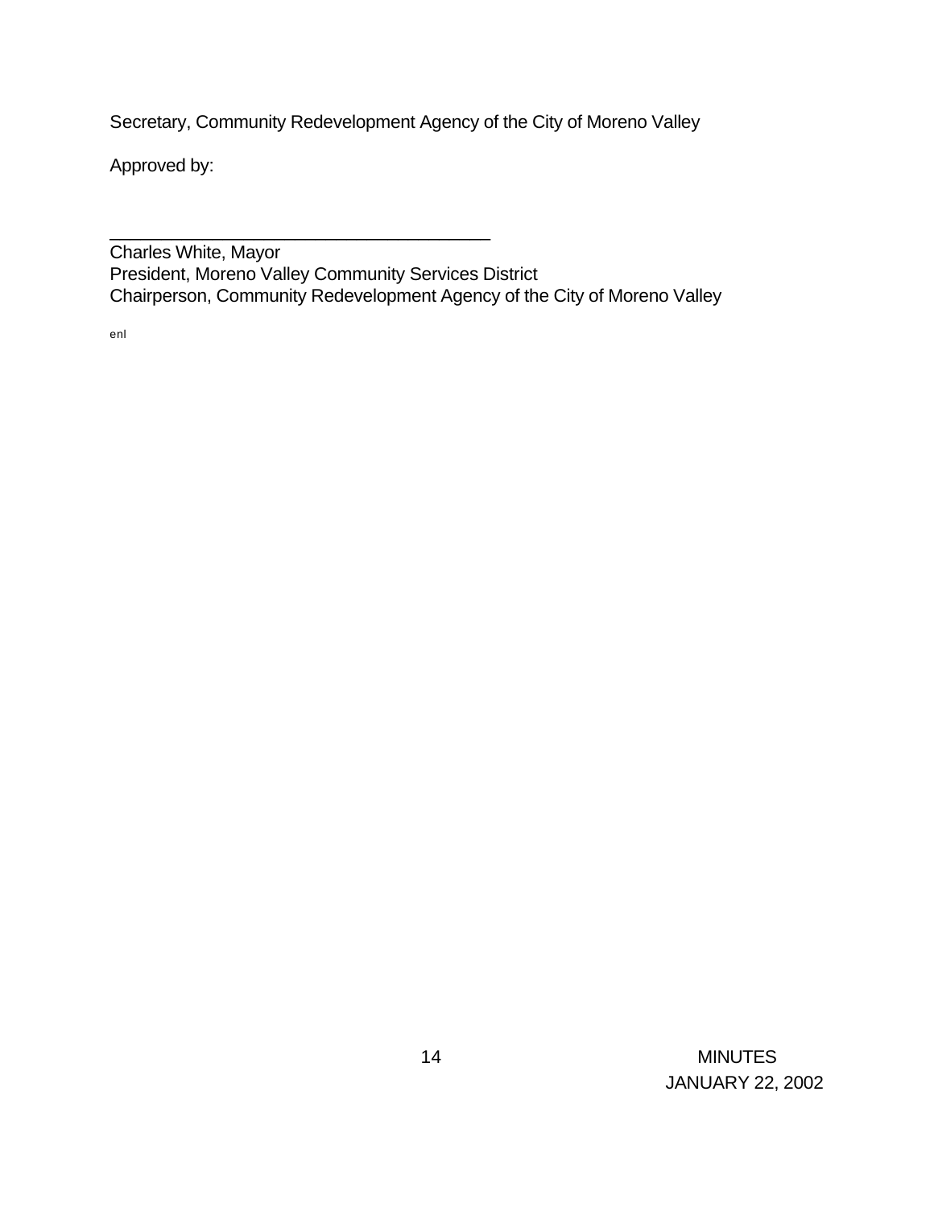Secretary, Community Redevelopment Agency of the City of Moreno Valley

Approved by:

_________________________________________
Charles White, Mayor
President, Moreno Valley Community Services District
Chairperson, Community Redevelopment Agency of the City of Moreno Valley

enl